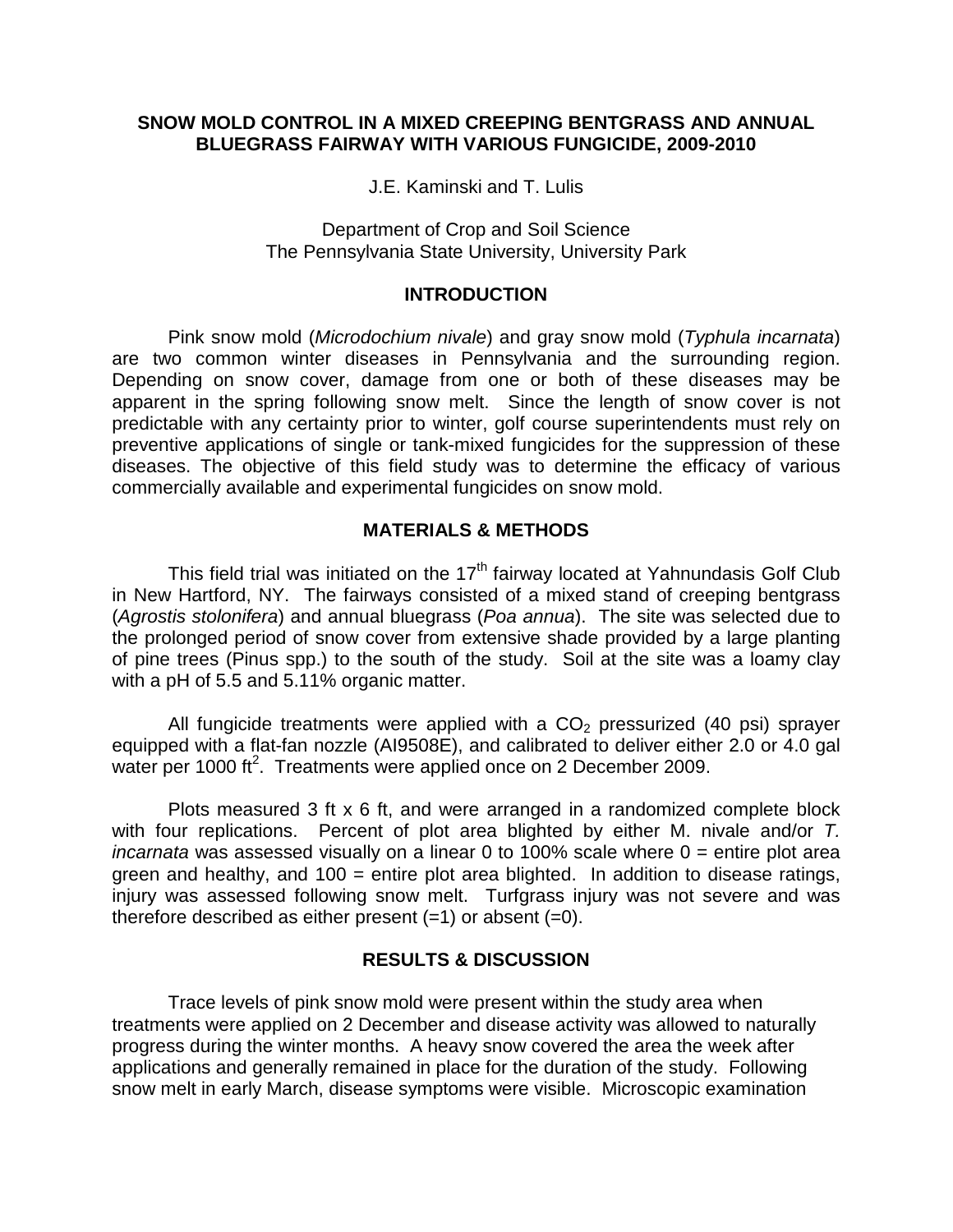# SNOW MOLD CONTROL IN A MIXED CREEPING BENTGRASS AND ANNUAL BLUEGRASS FAIRWAY WITH VARIOUS FUNGICIDE, 2009-2010

J.E. Kaminski and T. Lulis

Department of Crop and Soil Science
The Pennsylvania State University, University Park

## INTRODUCTION

Pink snow mold (*Microdochium nivale*) and gray snow mold (*Typhula incarnata*) are two common winter diseases in Pennsylvania and the surrounding region. Depending on snow cover, damage from one or both of these diseases may be apparent in the spring following snow melt. Since the length of snow cover is not predictable with any certainty prior to winter, golf course superintendents must rely on preventive applications of single or tank-mixed fungicides for the suppression of these diseases. The objective of this field study was to determine the efficacy of various commercially available and experimental fungicides on snow mold.

## MATERIALS & METHODS

This field trial was initiated on the 17th fairway located at Yahnundasis Golf Club in New Hartford, NY. The fairways consisted of a mixed stand of creeping bentgrass (*Agrostis stolonifera*) and annual bluegrass (*Poa annua*). The site was selected due to the prolonged period of snow cover from extensive shade provided by a large planting of pine trees (Pinus spp.) to the south of the study. Soil at the site was a loamy clay with a pH of 5.5 and 5.11% organic matter.

All fungicide treatments were applied with a $CO_2$ pressurized (40 psi) sprayer equipped with a flat-fan nozzle (AI9508E), and calibrated to deliver either 2.0 or 4.0 gal water per 1000 $ft^2$. Treatments were applied once on 2 December 2009.

Plots measured 3 ft x 6 ft, and were arranged in a randomized complete block with four replications. Percent of plot area blighted by either M. nivale and/or *T. incarnata* was assessed visually on a linear 0 to 100% scale where 0 = entire plot area green and healthy, and 100 = entire plot area blighted. In addition to disease ratings, injury was assessed following snow melt. Turfgrass injury was not severe and was therefore described as either present (=1) or absent (=0).

## RESULTS & DISCUSSION

Trace levels of pink snow mold were present within the study area when treatments were applied on 2 December and disease activity was allowed to naturally progress during the winter months. A heavy snow covered the area the week after applications and generally remained in place for the duration of the study. Following snow melt in early March, disease symptoms were visible. Microscopic examination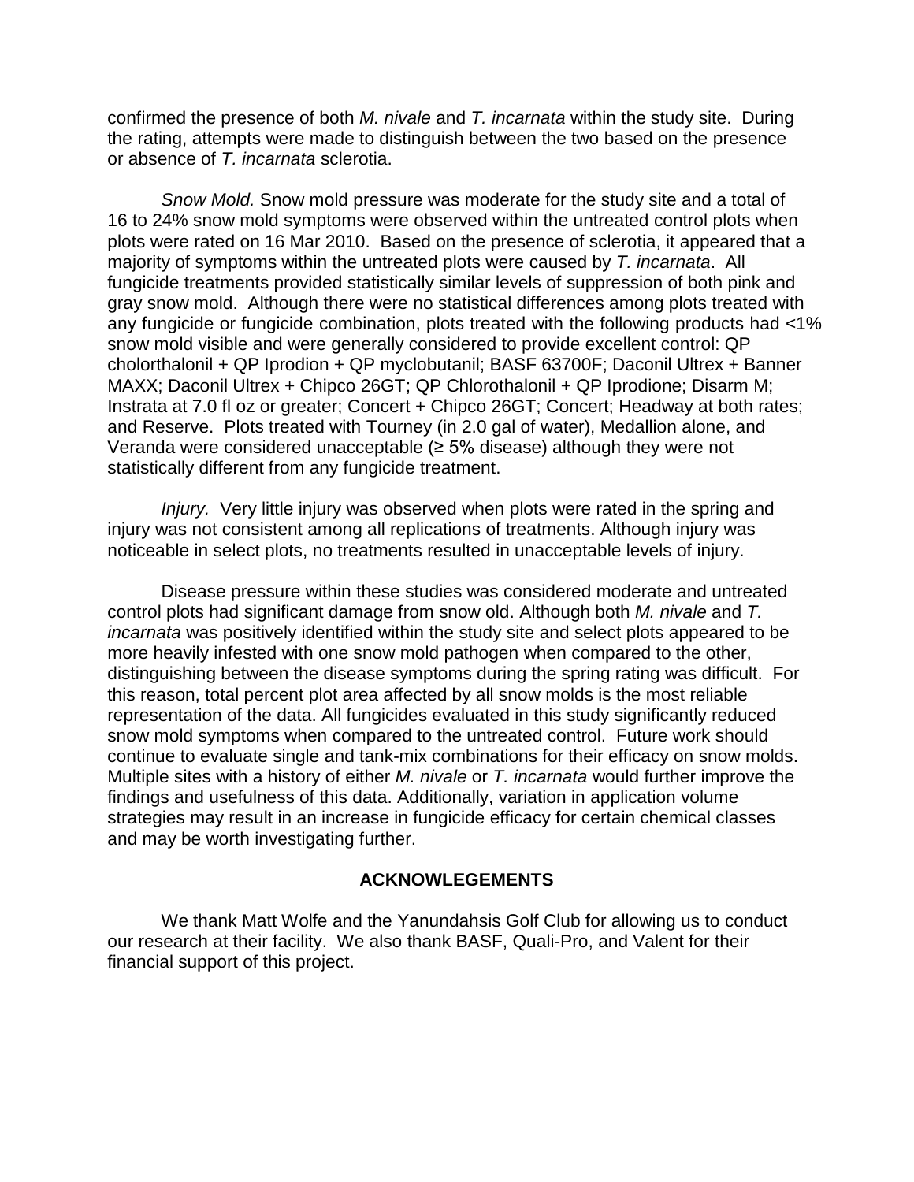confirmed the presence of both *M. nivale* and *T. incarnata* within the study site. During the rating, attempts were made to distinguish between the two based on the presence or absence of *T. incarnata* sclerotia.

*Snow Mold.* Snow mold pressure was moderate for the study site and a total of 16 to 24% snow mold symptoms were observed within the untreated control plots when plots were rated on 16 Mar 2010. Based on the presence of sclerotia, it appeared that a majority of symptoms within the untreated plots were caused by *T. incarnata*. All fungicide treatments provided statistically similar levels of suppression of both pink and gray snow mold. Although there were no statistical differences among plots treated with any fungicide or fungicide combination, plots treated with the following products had <1% snow mold visible and were generally considered to provide excellent control: QP cholorthalonil + QP Iprodion + QP myclobutanil; BASF 63700F; Daconil Ultrex + Banner MAXX; Daconil Ultrex + Chipco 26GT; QP Chlorothalonil + QP Iprodione; Disarm M; Instrata at 7.0 fl oz or greater; Concert + Chipco 26GT; Concert; Headway at both rates; and Reserve. Plots treated with Tourney (in 2.0 gal of water), Medallion alone, and Veranda were considered unacceptable (≥ 5% disease) although they were not statistically different from any fungicide treatment.

*Injury.* Very little injury was observed when plots were rated in the spring and injury was not consistent among all replications of treatments. Although injury was noticeable in select plots, no treatments resulted in unacceptable levels of injury.

Disease pressure within these studies was considered moderate and untreated control plots had significant damage from snow old. Although both *M. nivale* and *T. incarnata* was positively identified within the study site and select plots appeared to be more heavily infested with one snow mold pathogen when compared to the other, distinguishing between the disease symptoms during the spring rating was difficult. For this reason, total percent plot area affected by all snow molds is the most reliable representation of the data. All fungicides evaluated in this study significantly reduced snow mold symptoms when compared to the untreated control. Future work should continue to evaluate single and tank-mix combinations for their efficacy on snow molds. Multiple sites with a history of either *M. nivale* or *T. incarnata* would further improve the findings and usefulness of this data. Additionally, variation in application volume strategies may result in an increase in fungicide efficacy for certain chemical classes and may be worth investigating further.

## ACKNOWLEGEMENTS

We thank Matt Wolfe and the Yanundahsis Golf Club for allowing us to conduct our research at their facility. We also thank BASF, Quali-Pro, and Valent for their financial support of this project.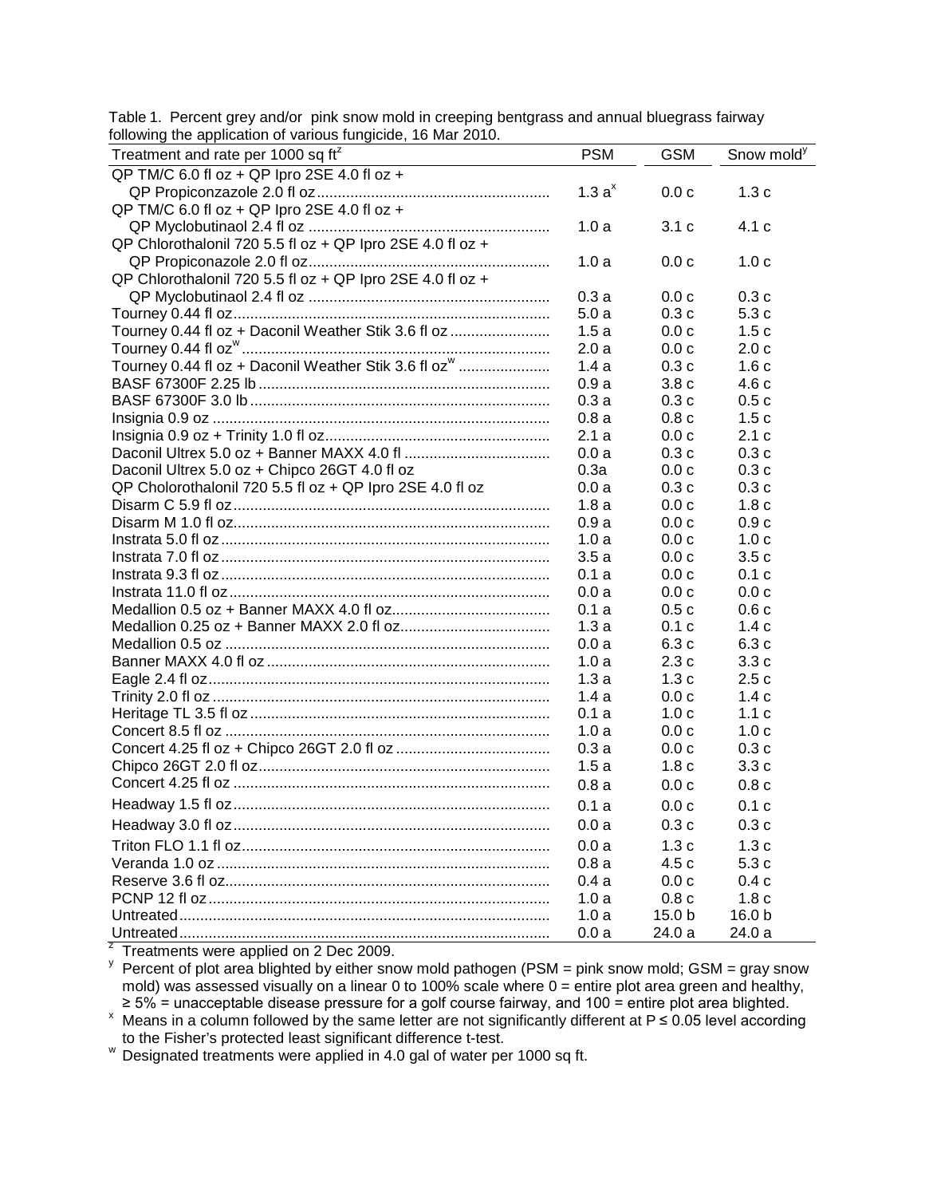Table 1. Percent grey and/or pink snow mold in creeping bentgrass and annual bluegrass fairway following the application of various fungicide, 16 Mar 2010.

| Treatment and rate per 1000 sq ft[z] | PSM | GSM | Snow mold[y] |
|---|---|---|---|
| QP TM/C 6.0 fl oz + QP Ipro 2SE 4.0 fl oz + QP Propiconzazole 2.0 fl oz | 1.3 a[x] | 0.0 c | 1.3 c |
| QP TM/C 6.0 fl oz + QP Ipro 2SE 4.0 fl oz + QP Myclobutinaol 2.4 fl oz | 1.0 a | 3.1 c | 4.1 c |
| QP Chlorothalonil 720 5.5 fl oz + QP Ipro 2SE 4.0 fl oz + QP Propiconazole 2.0 fl oz | 1.0 a | 0.0 c | 1.0 c |
| QP Chlorothalonil 720 5.5 fl oz + QP Ipro 2SE 4.0 fl oz + QP Myclobutinaol 2.4 fl oz | 0.3 a | 0.0 c | 0.3 c |
| Tourney 0.44 fl oz | 5.0 a | 0.3 c | 5.3 c |
| Tourney 0.44 fl oz + Daconil Weather Stik 3.6 fl oz | 1.5 a | 0.0 c | 1.5 c |
| Tourney 0.44 fl oz[w] | 2.0 a | 0.0 c | 2.0 c |
| Tourney 0.44 fl oz + Daconil Weather Stik 3.6 fl oz[w] | 1.4 a | 0.3 c | 1.6 c |
| BASF 67300F 2.25 lb | 0.9 a | 3.8 c | 4.6 c |
| BASF 67300F 3.0 lb | 0.3 a | 0.3 c | 0.5 c |
| Insignia 0.9 oz | 0.8 a | 0.8 c | 1.5 c |
| Insignia 0.9 oz + Trinity 1.0 fl oz | 2.1 a | 0.0 c | 2.1 c |
| Daconil Ultrex 5.0 oz + Banner MAXX 4.0 fl | 0.0 a | 0.3 c | 0.3 c |
| Daconil Ultrex 5.0 oz + Chipco 26GT 4.0 fl oz | 0.3a | 0.0 c | 0.3 c |
| QP Cholorothalonil 720 5.5 fl oz + QP Ipro 2SE 4.0 fl oz | 0.0 a | 0.3 c | 0.3 c |
| Disarm C 5.9 fl oz | 1.8 a | 0.0 c | 1.8 c |
| Disarm M 1.0 fl oz | 0.9 a | 0.0 c | 0.9 c |
| Instrata 5.0 fl oz | 1.0 a | 0.0 c | 1.0 c |
| Instrata 7.0 fl oz | 3.5 a | 0.0 c | 3.5 c |
| Instrata 9.3 fl oz | 0.1 a | 0.0 c | 0.1 c |
| Instrata 11.0 fl oz | 0.0 a | 0.0 c | 0.0 c |
| Medallion 0.5 oz + Banner MAXX 4.0 fl oz | 0.1 a | 0.5 c | 0.6 c |
| Medallion 0.25 oz + Banner MAXX 2.0 fl oz | 1.3 a | 0.1 c | 1.4 c |
| Medallion 0.5 oz | 0.0 a | 6.3 c | 6.3 c |
| Banner MAXX 4.0 fl oz | 1.0 a | 2.3 c | 3.3 c |
| Eagle 2.4 fl oz | 1.3 a | 1.3 c | 2.5 c |
| Trinity 2.0 fl oz | 1.4 a | 0.0 c | 1.4 c |
| Heritage TL 3.5 fl oz | 0.1 a | 1.0 c | 1.1 c |
| Concert 8.5 fl oz | 1.0 a | 0.0 c | 1.0 c |
| Concert 4.25 fl oz + Chipco 26GT 2.0 fl oz | 0.3 a | 0.0 c | 0.3 c |
| Chipco 26GT 2.0 fl oz | 1.5 a | 1.8 c | 3.3 c |
| Concert 4.25 fl oz | 0.8 a | 0.0 c | 0.8 c |
| Headway 1.5 fl oz | 0.1 a | 0.0 c | 0.1 c |
| Headway 3.0 fl oz | 0.0 a | 0.3 c | 0.3 c |
| Triton FLO 1.1 fl oz | 0.0 a | 1.3 c | 1.3 c |
| Veranda 1.0 oz | 0.8 a | 4.5 c | 5.3 c |
| Reserve 3.6 fl oz | 0.4 a | 0.0 c | 0.4 c |
| PCNP 12 fl oz | 1.0 a | 0.8 c | 1.8 c |
| Untreated | 1.0 a | 15.0 b | 16.0 b |
| Untreated | 0.0 a | 24.0 a | 24.0 a |

[z] Treatments were applied on 2 Dec 2009.

[y] Percent of plot area blighted by either snow mold pathogen (PSM = pink snow mold; GSM = gray snow mold) was assessed visually on a linear 0 to 100% scale where 0 = entire plot area green and healthy, ≥ 5% = unacceptable disease pressure for a golf course fairway, and 100 = entire plot area blighted.

[x] Means in a column followed by the same letter are not significantly different at $P \leq 0.05$ level according to the Fisher's protected least significant difference t-test.

[w] Designated treatments were applied in 4.0 gal of water per 1000 sq ft.